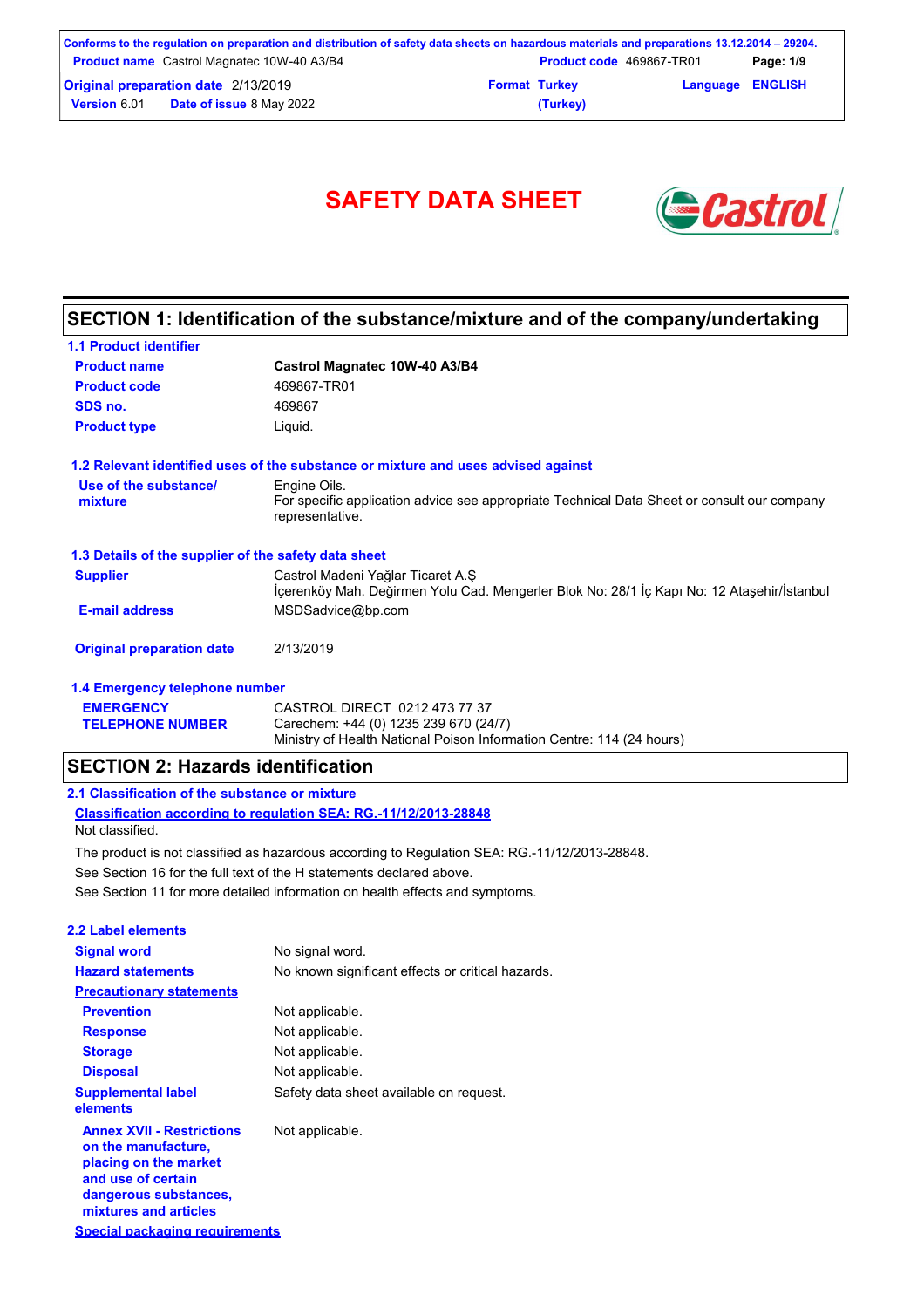# SAFETY DATA SHEET

## SECTION 1: Identification of the substance/mixture and of the company/undertaking

### 1.1 Product identifier

| | |
|---|---|
| **Product name** | **Castrol Magnatec 10W-40 A3/B4** |
| **Product code** | 469867-TR01 |
| **SDS no.** | 469867 |
| **Product type** | Liquid. |

### 1.2 Relevant identified uses of the substance or mixture and uses advised against

| | |
|---|---|
| **Use of the substance/ mixture** | Engine Oils.<br>For specific application advice see appropriate Technical Data Sheet or consult our company representative. |

### 1.3 Details of the supplier of the safety data sheet

| | |
|---|---|
| **Supplier** | Castrol Madeni Yağlar Ticaret A.Ş<br>İçerenköy Mah. Değirmen Yolu Cad. Mengerler Blok No: 28/1 İç Kapı No: 12 Ataşehir/İstanbul |
| **E-mail address** | MSDSadvice@bp.com |
| **Original preparation date** | 2/13/2019 |

### 1.4 Emergency telephone number

| | |
|---|---|
| **EMERGENCY TELEPHONE NUMBER** | CASTROL DIRECT 0212 473 77 37<br>Carechem: +44 (0) 1235 239 670 (24/7)<br>Ministry of Health National Poison Information Centre: 114 (24 hours) |

## SECTION 2: Hazards identification

### 2.1 Classification of the substance or mixture

**Classification according to regulation SEA: RG.-11/12/2013-28848**

Not classified.

The product is not classified as hazardous according to Regulation SEA: RG.-11/12/2013-28848.

See Section 16 for the full text of the H statements declared above.

See Section 11 for more detailed information on health effects and symptoms.

### 2.2 Label elements

| | |
|---|---|
| **Signal word** | No signal word. |
| **Hazard statements** | No known significant effects or critical hazards. |
| **Precautionary statements** | |
| **Prevention** | Not applicable. |
| **Response** | Not applicable. |
| **Storage** | Not applicable. |
| **Disposal** | Not applicable. |
| **Supplemental label elements** | Safety data sheet available on request. |
| **Annex XVII - Restrictions on the manufacture, placing on the market and use of certain dangerous substances, mixtures and articles** | Not applicable. |

**Special packaging requirements**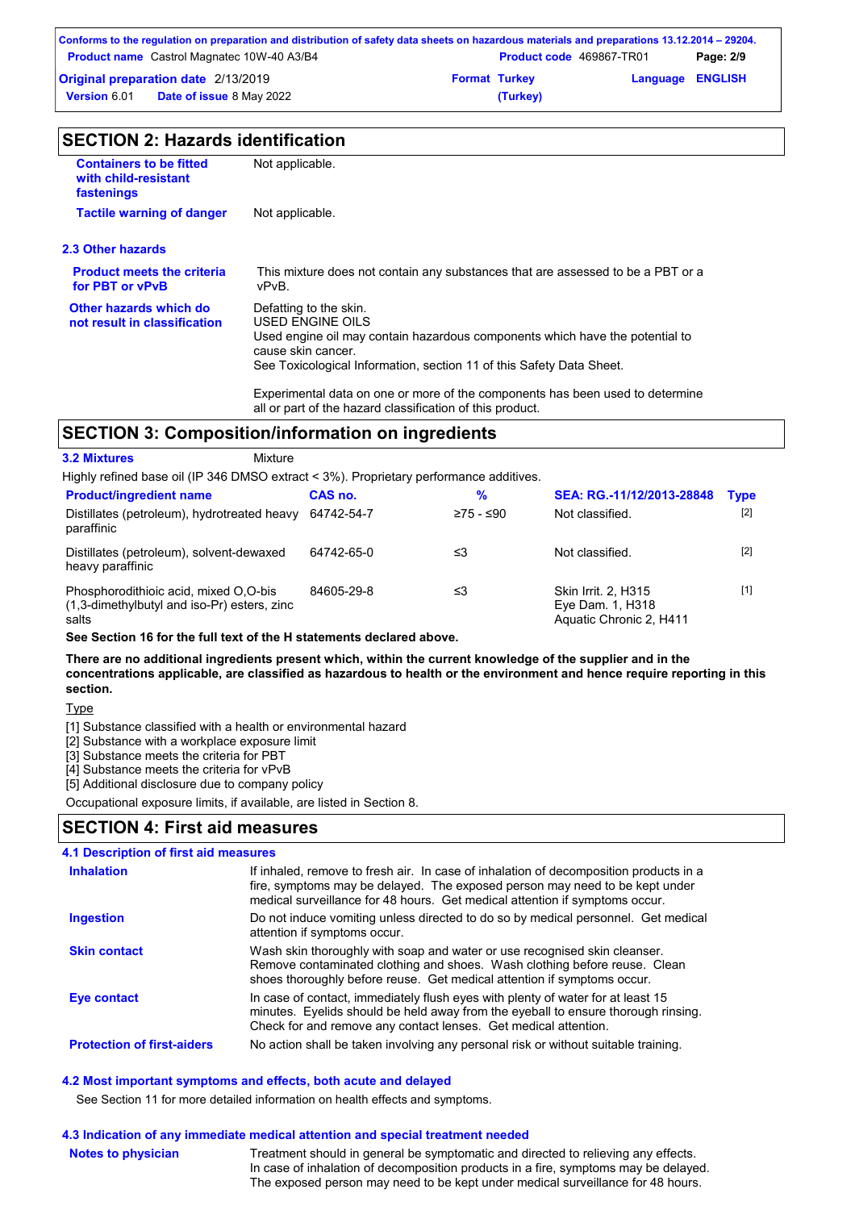## SECTION 2: Hazards identification

**Containers to be fitted with child-resistant fastenings** Not applicable.

**Tactile warning of danger** Not applicable.

### 2.3 Other hazards

**Product meets the criteria for PBT or vPvB** This mixture does not contain any substances that are assessed to be a PBT or a vPvB.

**Other hazards which do not result in classification** Defatting to the skin.
USED ENGINE OILS
Used engine oil may contain hazardous components which have the potential to cause skin cancer.
See Toxicological Information, section 11 of this Safety Data Sheet.

Experimental data on one or more of the components has been used to determine all or part of the hazard classification of this product.

## SECTION 3: Composition/information on ingredients

**3.2 Mixtures** Mixture

Highly refined base oil (IP 346 DMSO extract < 3%). Proprietary performance additives.

| Product/ingredient name | CAS no. | % | SEA: RG.-11/12/2013-28848 | Type |
|---|---|---|---|---|
| Distillates (petroleum), hydrotreated heavy paraffinic | 64742-54-7 | ≥75 - ≤90 | Not classified. | [2] |
| Distillates (petroleum), solvent-dewaxed heavy paraffinic | 64742-65-0 | ≤3 | Not classified. | [2] |
| Phosphorodithioic acid, mixed O,O-bis (1,3-dimethylbutyl and iso-Pr) esters, zinc salts | 84605-29-8 | ≤3 | Skin Irrit. 2, H315<br>Eye Dam. 1, H318<br>Aquatic Chronic 2, H411 | [1] |

**See Section 16 for the full text of the H statements declared above.**

**There are no additional ingredients present which, within the current knowledge of the supplier and in the concentrations applicable, are classified as hazardous to health or the environment and hence require reporting in this section.**

Type

[1] Substance classified with a health or environmental hazard
[2] Substance with a workplace exposure limit
[3] Substance meets the criteria for PBT
[4] Substance meets the criteria for vPvB
[5] Additional disclosure due to company policy

Occupational exposure limits, if available, are listed in Section 8.

## SECTION 4: First aid measures

### 4.1 Description of first aid measures

**Inhalation** If inhaled, remove to fresh air. In case of inhalation of decomposition products in a fire, symptoms may be delayed. The exposed person may need to be kept under medical surveillance for 48 hours. Get medical attention if symptoms occur.

**Ingestion** Do not induce vomiting unless directed to do so by medical personnel. Get medical attention if symptoms occur.

**Skin contact** Wash skin thoroughly with soap and water or use recognised skin cleanser. Remove contaminated clothing and shoes. Wash clothing before reuse. Clean shoes thoroughly before reuse. Get medical attention if symptoms occur.

**Eye contact** In case of contact, immediately flush eyes with plenty of water for at least 15 minutes. Eyelids should be held away from the eyeball to ensure thorough rinsing. Check for and remove any contact lenses. Get medical attention.

**Protection of first-aiders** No action shall be taken involving any personal risk or without suitable training.

### 4.2 Most important symptoms and effects, both acute and delayed

See Section 11 for more detailed information on health effects and symptoms.

### 4.3 Indication of any immediate medical attention and special treatment needed

**Notes to physician** Treatment should in general be symptomatic and directed to relieving any effects. In case of inhalation of decomposition products in a fire, symptoms may be delayed. The exposed person may need to be kept under medical surveillance for 48 hours.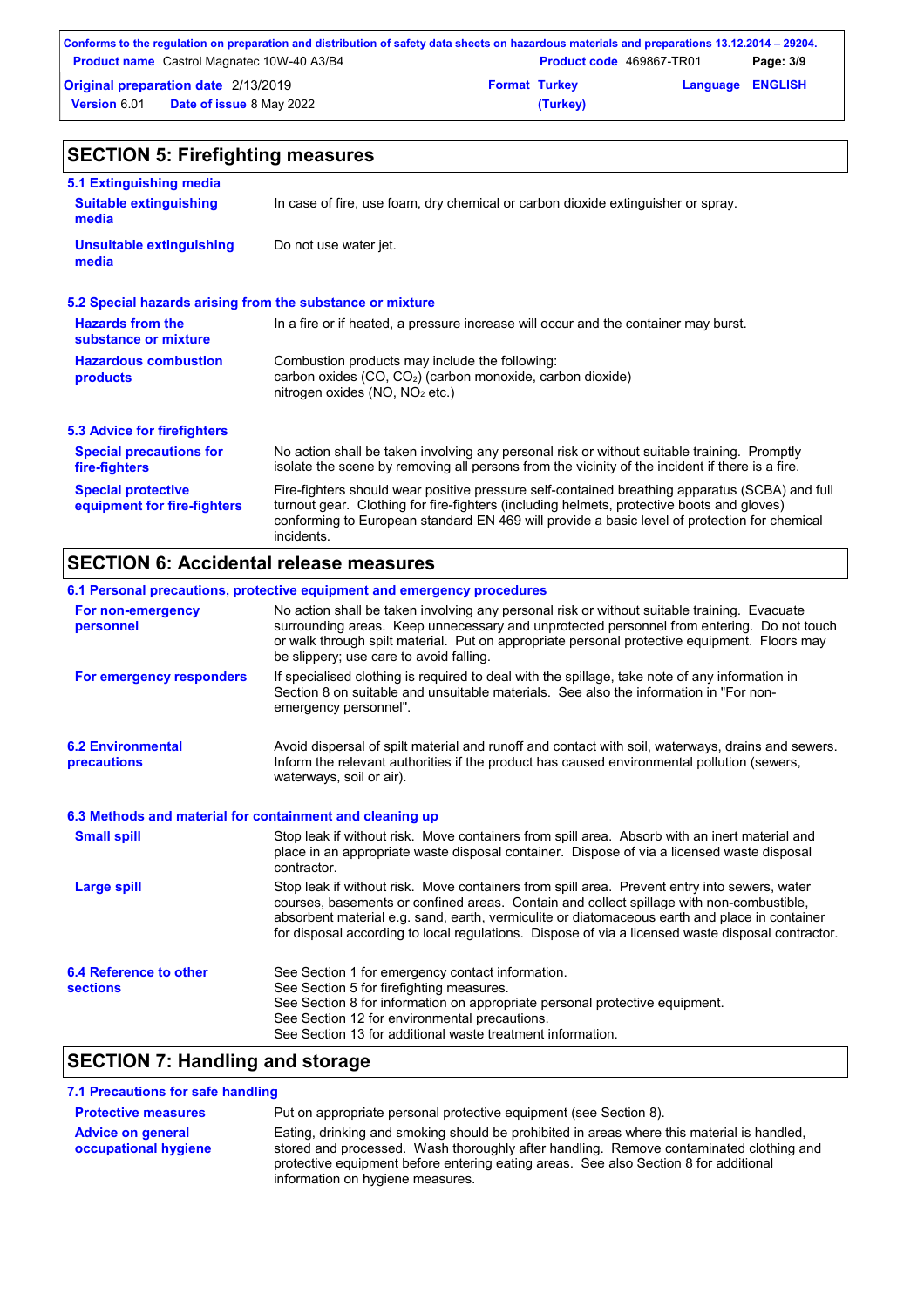## SECTION 5: Firefighting measures

### 5.1 Extinguishing media

| | |
|---|---|
| **Suitable extinguishing media** | In case of fire, use foam, dry chemical or carbon dioxide extinguisher or spray. |
| **Unsuitable extinguishing media** | Do not use water jet. |

### 5.2 Special hazards arising from the substance or mixture

| | |
|---|---|
| **Hazards from the substance or mixture** | In a fire or if heated, a pressure increase will occur and the container may burst. |
| **Hazardous combustion products** | Combustion products may include the following: carbon oxides ($CO$, $CO_2$) (carbon monoxide, carbon dioxide) nitrogen oxides ($NO$, $NO_2$ etc.) |

### 5.3 Advice for firefighters

| | |
|---|---|
| **Special precautions for fire-fighters** | No action shall be taken involving any personal risk or without suitable training. Promptly isolate the scene by removing all persons from the vicinity of the incident if there is a fire. |
| **Special protective equipment for fire-fighters** | Fire-fighters should wear positive pressure self-contained breathing apparatus (SCBA) and full turnout gear. Clothing for fire-fighters (including helmets, protective boots and gloves) conforming to European standard EN 469 will provide a basic level of protection for chemical incidents. |

## SECTION 6: Accidental release measures

### 6.1 Personal precautions, protective equipment and emergency procedures

| | |
|---|---|
| **For non-emergency personnel** | No action shall be taken involving any personal risk or without suitable training. Evacuate surrounding areas. Keep unnecessary and unprotected personnel from entering. Do not touch or walk through spilt material. Put on appropriate personal protective equipment. Floors may be slippery; use care to avoid falling. |
| **For emergency responders** | If specialised clothing is required to deal with the spillage, take note of any information in Section 8 on suitable and unsuitable materials. See also the information in "For non-emergency personnel". |

| | |
|---|---|
| **6.2 Environmental precautions** | Avoid dispersal of spilt material and runoff and contact with soil, waterways, drains and sewers. Inform the relevant authorities if the product has caused environmental pollution (sewers, waterways, soil or air). |

### 6.3 Methods and material for containment and cleaning up

| | |
|---|---|
| **Small spill** | Stop leak if without risk. Move containers from spill area. Absorb with an inert material and place in an appropriate waste disposal container. Dispose of via a licensed waste disposal contractor. |
| **Large spill** | Stop leak if without risk. Move containers from spill area. Prevent entry into sewers, water courses, basements or confined areas. Contain and collect spillage with non-combustible, absorbent material e.g. sand, earth, vermiculite or diatomaceous earth and place in container for disposal according to local regulations. Dispose of via a licensed waste disposal contractor. |

| | |
|---|---|
| **6.4 Reference to other sections** | See Section 1 for emergency contact information.<br>See Section 5 for firefighting measures.<br>See Section 8 for information on appropriate personal protective equipment.<br>See Section 12 for environmental precautions.<br>See Section 13 for additional waste treatment information. |

## SECTION 7: Handling and storage

### 7.1 Precautions for safe handling

| | |
|---|---|
| **Protective measures** | Put on appropriate personal protective equipment (see Section 8). |
| **Advice on general occupational hygiene** | Eating, drinking and smoking should be prohibited in areas where this material is handled, stored and processed. Wash thoroughly after handling. Remove contaminated clothing and protective equipment before entering eating areas. See also Section 8 for additional information on hygiene measures. |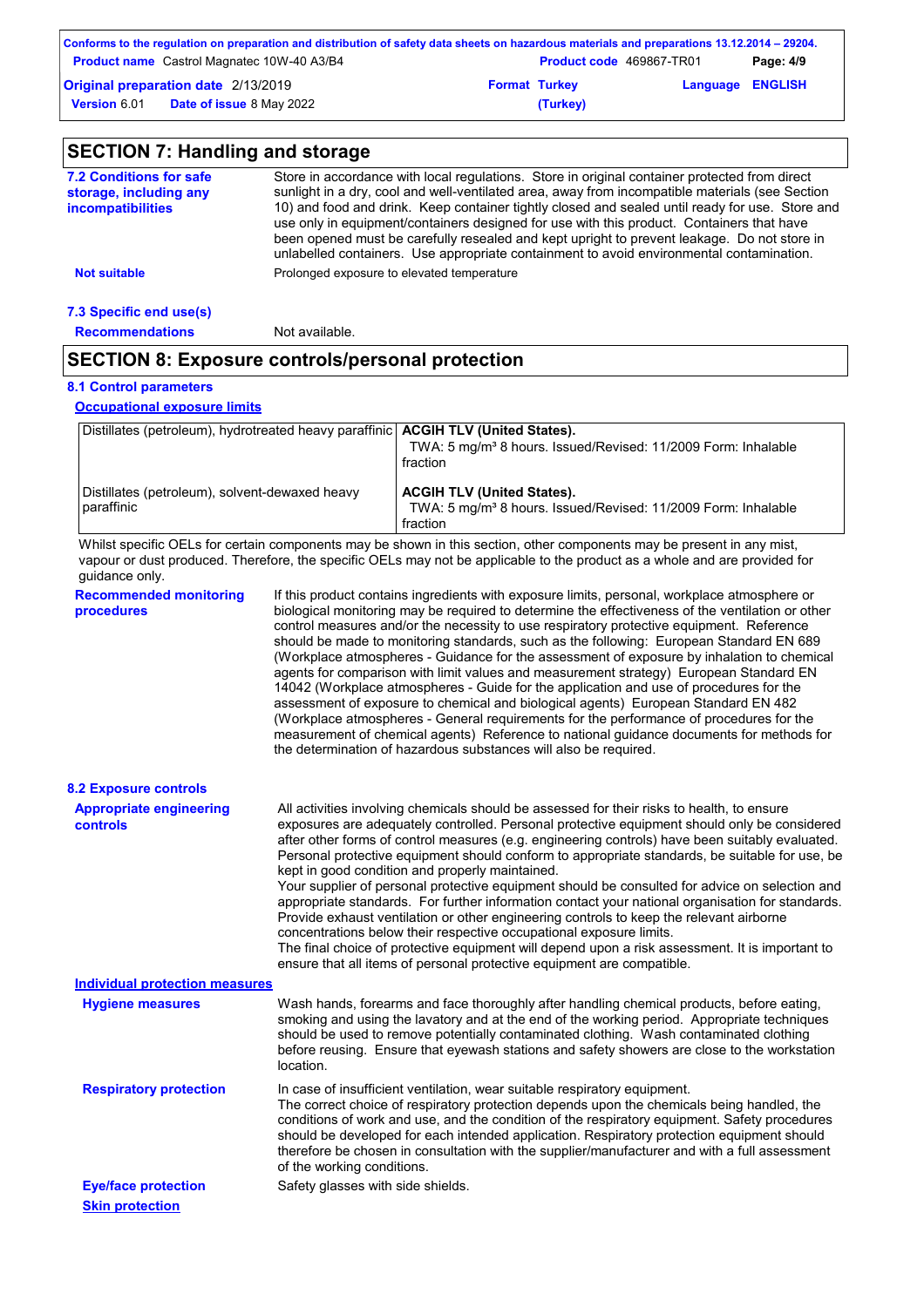## SECTION 7: Handling and storage

**7.2 Conditions for safe storage, including any incompatibilities**

Store in accordance with local regulations. Store in original container protected from direct sunlight in a dry, cool and well-ventilated area, away from incompatible materials (see Section 10) and food and drink. Keep container tightly closed and sealed until ready for use. Store and use only in equipment/containers designed for use with this product. Containers that have been opened must be carefully resealed and kept upright to prevent leakage. Do not store in unlabelled containers. Use appropriate containment to avoid environmental contamination.

**Not suitable**

Prolonged exposure to elevated temperature

**7.3 Specific end use(s)**

**Recommendations** Not available.

## SECTION 8: Exposure controls/personal protection

**8.1 Control parameters**

**Occupational exposure limits**

| | |
|---|---|
| Distillates (petroleum), hydrotreated heavy paraffinic | **ACGIH TLV (United States).** TWA: 5 mg/m³ 8 hours. Issued/Revised: 11/2009 Form: Inhalable fraction |
| Distillates (petroleum), solvent-dewaxed heavy paraffinic | **ACGIH TLV (United States).** TWA: 5 mg/m³ 8 hours. Issued/Revised: 11/2009 Form: Inhalable fraction |

Whilst specific OELs for certain components may be shown in this section, other components may be present in any mist, vapour or dust produced. Therefore, the specific OELs may not be applicable to the product as a whole and are provided for guidance only.

**Recommended monitoring procedures**

If this product contains ingredients with exposure limits, personal, workplace atmosphere or biological monitoring may be required to determine the effectiveness of the ventilation or other control measures and/or the necessity to use respiratory protective equipment. Reference should be made to monitoring standards, such as the following: European Standard EN 689 (Workplace atmospheres - Guidance for the assessment of exposure by inhalation to chemical agents for comparison with limit values and measurement strategy) European Standard EN 14042 (Workplace atmospheres - Guide for the application and use of procedures for the assessment of exposure to chemical and biological agents) European Standard EN 482 (Workplace atmospheres - General requirements for the performance of procedures for the measurement of chemical agents) Reference to national guidance documents for methods for the determination of hazardous substances will also be required.

**8.2 Exposure controls**

**Appropriate engineering controls**

All activities involving chemicals should be assessed for their risks to health, to ensure exposures are adequately controlled. Personal protective equipment should only be considered after other forms of control measures (e.g. engineering controls) have been suitably evaluated. Personal protective equipment should conform to appropriate standards, be suitable for use, be kept in good condition and properly maintained.
Your supplier of personal protective equipment should be consulted for advice on selection and appropriate standards. For further information contact your national organisation for standards.
Provide exhaust ventilation or other engineering controls to keep the relevant airborne concentrations below their respective occupational exposure limits.
The final choice of protective equipment will depend upon a risk assessment. It is important to ensure that all items of personal protective equipment are compatible.

**Individual protection measures**

**Hygiene measures**

Wash hands, forearms and face thoroughly after handling chemical products, before eating, smoking and using the lavatory and at the end of the working period. Appropriate techniques should be used to remove potentially contaminated clothing. Wash contaminated clothing before reusing. Ensure that eyewash stations and safety showers are close to the workstation location.

**Respiratory protection**

In case of insufficient ventilation, wear suitable respiratory equipment.
The correct choice of respiratory protection depends upon the chemicals being handled, the conditions of work and use, and the condition of the respiratory equipment. Safety procedures should be developed for each intended application. Respiratory protection equipment should therefore be chosen in consultation with the supplier/manufacturer and with a full assessment of the working conditions.

**Eye/face protection** Safety glasses with side shields.

**Skin protection**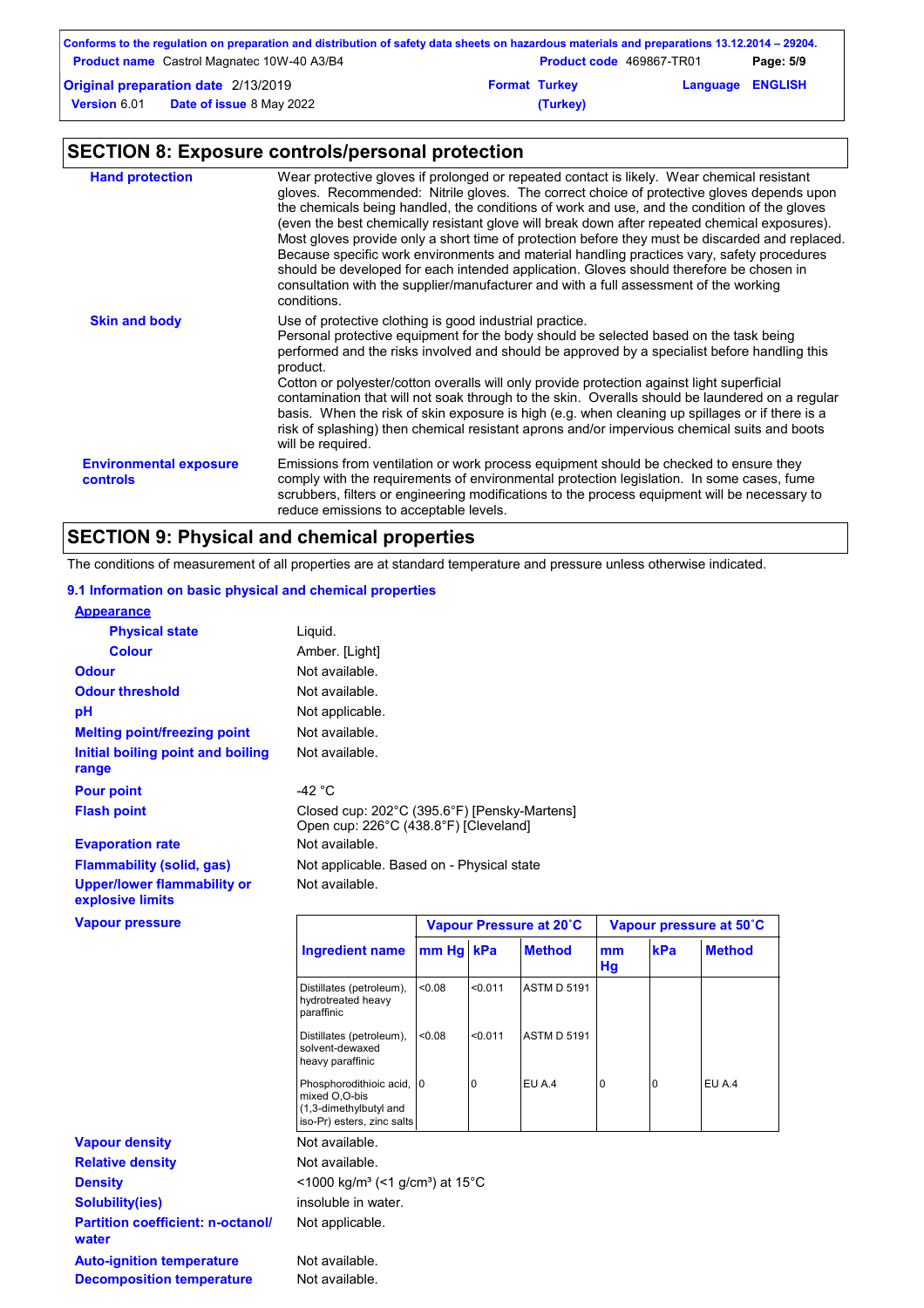## SECTION 8: Exposure controls/personal protection

**Hand protection**

Wear protective gloves if prolonged or repeated contact is likely. Wear chemical resistant gloves. Recommended: Nitrile gloves. The correct choice of protective gloves depends upon the chemicals being handled, the conditions of work and use, and the condition of the gloves (even the best chemically resistant glove will break down after repeated chemical exposures). Most gloves provide only a short time of protection before they must be discarded and replaced. Because specific work environments and material handling practices vary, safety procedures should be developed for each intended application. Gloves should therefore be chosen in consultation with the supplier/manufacturer and with a full assessment of the working conditions.

**Skin and body**

Use of protective clothing is good industrial practice.
Personal protective equipment for the body should be selected based on the task being performed and the risks involved and should be approved by a specialist before handling this product.
Cotton or polyester/cotton overalls will only provide protection against light superficial contamination that will not soak through to the skin. Overalls should be laundered on a regular basis. When the risk of skin exposure is high (e.g. when cleaning up spillages or if there is a risk of splashing) then chemical resistant aprons and/or impervious chemical suits and boots will be required.

**Environmental exposure controls**

Emissions from ventilation or work process equipment should be checked to ensure they comply with the requirements of environmental protection legislation. In some cases, fume scrubbers, filters or engineering modifications to the process equipment will be necessary to reduce emissions to acceptable levels.

## SECTION 9: Physical and chemical properties

The conditions of measurement of all properties are at standard temperature and pressure unless otherwise indicated.

### 9.1 Information on basic physical and chemical properties

**Appearance**

**Physical state**: Liquid.

**Colour**: Amber. [Light]

**Odour**: Not available.

**Odour threshold**: Not available.

**pH**: Not applicable.

**Melting point/freezing point**: Not available.

**Initial boiling point and boiling range**: Not available.

**Pour point**: -42 °C

**Flash point**: Closed cup: 202°C (395.6°F) [Pensky-Martens]
Open cup: 226°C (438.8°F) [Cleveland]

**Evaporation rate**: Not available.

**Flammability (solid, gas)**: Not applicable. Based on - Physical state

**Upper/lower flammability or explosive limits**: Not available.

**Vapour pressure**

| Ingredient name | Vapour Pressure at 20˚C | | | Vapour pressure at 50˚C | | |
|---|---|---|---|---|---|---|
| | mm Hg | kPa | Method | mm Hg | kPa | Method |
| Distillates (petroleum), hydrotreated heavy paraffinic | <0.08 | <0.011 | ASTM D 5191 | | | |
| Distillates (petroleum), solvent-dewaxed heavy paraffinic | <0.08 | <0.011 | ASTM D 5191 | | | |
| Phosphorodithioic acid, mixed O,O-bis (1,3-dimethylbutyl and iso-Pr) esters, zinc salts | 0 | 0 | EU A.4 | 0 | 0 | EU A.4 |

**Vapour density**: Not available.

**Relative density**: Not available.

**Density**: <1000 kg/m³ (<1 g/cm³) at 15°C

**Solubility(ies)**: insoluble in water.

**Partition coefficient: n-octanol/water**: Not applicable.

**Auto-ignition temperature**: Not available.

**Decomposition temperature**: Not available.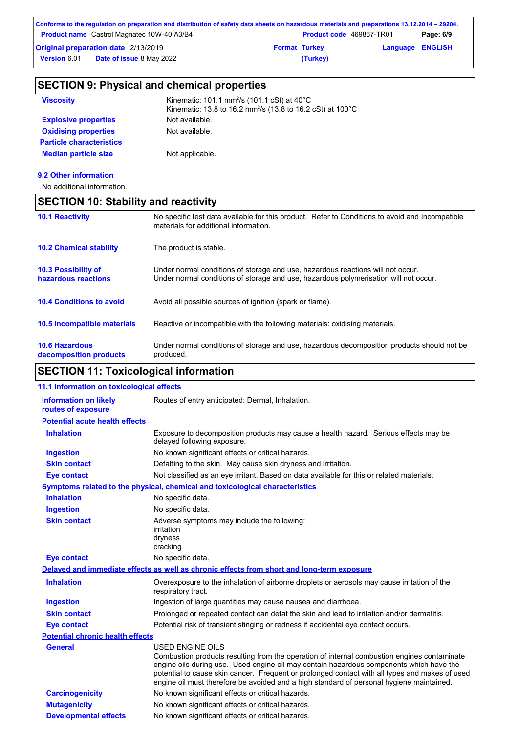## SECTION 9: Physical and chemical properties

| | |
|---|---|
| **Viscosity** | Kinematic: 101.1 $mm^2/s$ (101.1 cSt) at 40°C<br>Kinematic: 13.8 to 16.2 $mm^2/s$ (13.8 to 16.2 cSt) at 100°C |
| **Explosive properties** | Not available. |
| **Oxidising properties** | Not available. |
| **Particle characteristics** | |
| **Median particle size** | Not applicable. |

**9.2 Other information**

No additional information.

## SECTION 10: Stability and reactivity

| | |
|---|---|
| **10.1 Reactivity** | No specific test data available for this product. Refer to Conditions to avoid and Incompatible materials for additional information. |
| **10.2 Chemical stability** | The product is stable. |
| **10.3 Possibility of hazardous reactions** | Under normal conditions of storage and use, hazardous reactions will not occur.<br>Under normal conditions of storage and use, hazardous polymerisation will not occur. |
| **10.4 Conditions to avoid** | Avoid all possible sources of ignition (spark or flame). |
| **10.5 Incompatible materials** | Reactive or incompatible with the following materials: oxidising materials. |
| **10.6 Hazardous decomposition products** | Under normal conditions of storage and use, hazardous decomposition products should not be produced. |

## SECTION 11: Toxicological information

**11.1 Information on toxicological effects**

| | |
|---|---|
| **Information on likely routes of exposure** | Routes of entry anticipated: Dermal, Inhalation. |

**Potential acute health effects**

| | |
|---|---|
| **Inhalation** | Exposure to decomposition products may cause a health hazard. Serious effects may be delayed following exposure. |
| **Ingestion** | No known significant effects or critical hazards. |
| **Skin contact** | Defatting to the skin. May cause skin dryness and irritation. |
| **Eye contact** | Not classified as an eye irritant. Based on data available for this or related materials. |

**Symptoms related to the physical, chemical and toxicological characteristics**

| | |
|---|---|
| **Inhalation** | No specific data. |
| **Ingestion** | No specific data. |
| **Skin contact** | Adverse symptoms may include the following:<br>irritation<br>dryness<br>cracking |
| **Eye contact** | No specific data. |

**Delayed and immediate effects as well as chronic effects from short and long-term exposure**

| | |
|---|---|
| **Inhalation** | Overexposure to the inhalation of airborne droplets or aerosols may cause irritation of the respiratory tract. |
| **Ingestion** | Ingestion of large quantities may cause nausea and diarrhoea. |
| **Skin contact** | Prolonged or repeated contact can defat the skin and lead to irritation and/or dermatitis. |
| **Eye contact** | Potential risk of transient stinging or redness if accidental eye contact occurs. |

**Potential chronic health effects**

| | |
|---|---|
| **General** | USED ENGINE OILS<br>Combustion products resulting from the operation of internal combustion engines contaminate engine oils during use. Used engine oil may contain hazardous components which have the potential to cause skin cancer. Frequent or prolonged contact with all types and makes of used engine oil must therefore be avoided and a high standard of personal hygiene maintained. |
| **Carcinogenicity** | No known significant effects or critical hazards. |
| **Mutagenicity** | No known significant effects or critical hazards. |
| **Developmental effects** | No known significant effects or critical hazards. |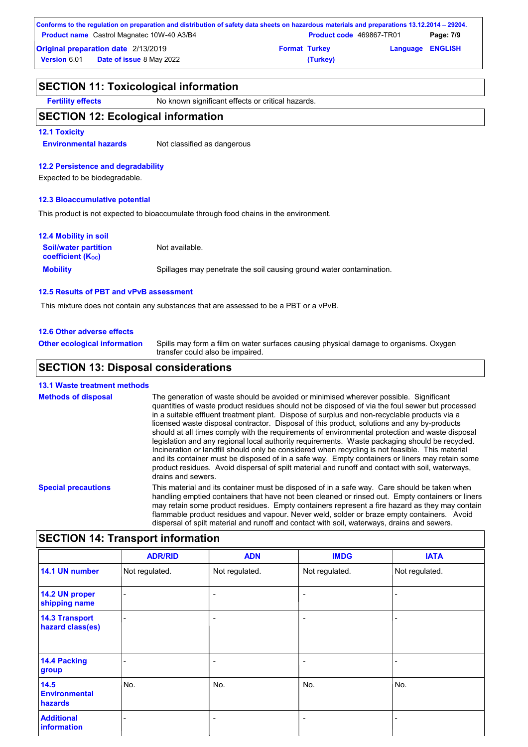## SECTION 11: Toxicological information

**Fertility effects** No known significant effects or critical hazards.

## SECTION 12: Ecological information

### 12.1 Toxicity

**Environmental hazards** Not classified as dangerous

### 12.2 Persistence and degradability

Expected to be biodegradable.

### 12.3 Bioaccumulative potential

This product is not expected to bioaccumulate through food chains in the environment.

### 12.4 Mobility in soil

**Soil/water partition coefficient ($K_{OC}$)** Not available.

**Mobility** Spillages may penetrate the soil causing ground water contamination.

### 12.5 Results of PBT and vPvB assessment

This mixture does not contain any substances that are assessed to be a PBT or a vPvB.

### 12.6 Other adverse effects

**Other ecological information** Spills may form a film on water surfaces causing physical damage to organisms. Oxygen transfer could also be impaired.

## SECTION 13: Disposal considerations

### 13.1 Waste treatment methods

**Methods of disposal** The generation of waste should be avoided or minimised wherever possible. Significant quantities of waste product residues should not be disposed of via the foul sewer but processed in a suitable effluent treatment plant. Dispose of surplus and non-recyclable products via a licensed waste disposal contractor. Disposal of this product, solutions and any by-products should at all times comply with the requirements of environmental protection and waste disposal legislation and any regional local authority requirements. Waste packaging should be recycled. Incineration or landfill should only be considered when recycling is not feasible. This material and its container must be disposed of in a safe way. Empty containers or liners may retain some product residues. Avoid dispersal of spilt material and runoff and contact with soil, waterways, drains and sewers.

**Special precautions** This material and its container must be disposed of in a safe way. Care should be taken when handling emptied containers that have not been cleaned or rinsed out. Empty containers or liners may retain some product residues. Empty containers represent a fire hazard as they may contain flammable product residues and vapour. Never weld, solder or braze empty containers. Avoid dispersal of spilt material and runoff and contact with soil, waterways, drains and sewers.

## SECTION 14: Transport information

| | ADR/RID | ADN | IMDG | IATA |
|---|---|---|---|---|
| **14.1 UN number** | Not regulated. | Not regulated. | Not regulated. | Not regulated. |
| **14.2 UN proper shipping name** | - | - | - | - |
| **14.3 Transport hazard class(es)** | - | - | - | - |
| **14.4 Packing group** | - | - | - | - |
| **14.5 Environmental hazards** | No. | No. | No. | No. |
| **Additional information** | - | - | - | - |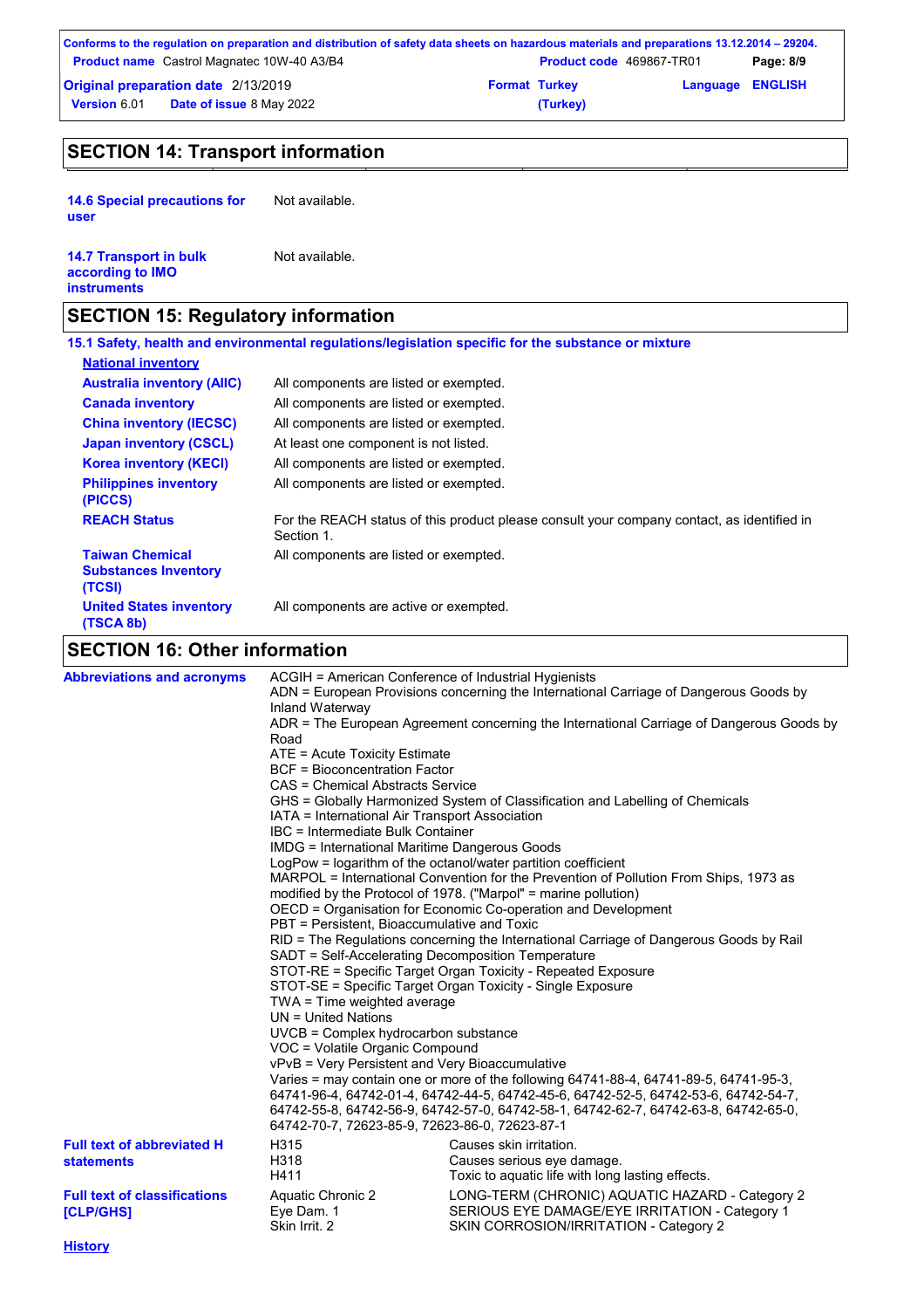## SECTION 14: Transport information

**14.6 Special precautions for user** Not available.

**14.7 Transport in bulk according to IMO instruments** Not available.

## SECTION 15: Regulatory information

### 15.1 Safety, health and environmental regulations/legislation specific for the substance or mixture

**National inventory**

| | |
|---|---|
| **Australia inventory (AIIC)** | All components are listed or exempted. |
| **Canada inventory** | All components are listed or exempted. |
| **China inventory (IECSC)** | All components are listed or exempted. |
| **Japan inventory (CSCL)** | At least one component is not listed. |
| **Korea inventory (KECI)** | All components are listed or exempted. |
| **Philippines inventory (PICCS)** | All components are listed or exempted. |
| **REACH Status** | For the REACH status of this product please consult your company contact, as identified in Section 1. |
| **Taiwan Chemical Substances Inventory (TCSI)** | All components are listed or exempted. |
| **United States inventory (TSCA 8b)** | All components are active or exempted. |

## SECTION 16: Other information

**Abbreviations and acronyms**

ACGIH = American Conference of Industrial Hygienists
ADN = European Provisions concerning the International Carriage of Dangerous Goods by Inland Waterway
ADR = The European Agreement concerning the International Carriage of Dangerous Goods by Road
ATE = Acute Toxicity Estimate
BCF = Bioconcentration Factor
CAS = Chemical Abstracts Service
GHS = Globally Harmonized System of Classification and Labelling of Chemicals
IATA = International Air Transport Association
IBC = Intermediate Bulk Container
IMDG = International Maritime Dangerous Goods
LogPow = logarithm of the octanol/water partition coefficient
MARPOL = International Convention for the Prevention of Pollution From Ships, 1973 as modified by the Protocol of 1978. ("Marpol" = marine pollution)
OECD = Organisation for Economic Co-operation and Development
PBT = Persistent, Bioaccumulative and Toxic
RID = The Regulations concerning the International Carriage of Dangerous Goods by Rail
SADT = Self-Accelerating Decomposition Temperature
STOT-RE = Specific Target Organ Toxicity - Repeated Exposure
STOT-SE = Specific Target Organ Toxicity - Single Exposure
TWA = Time weighted average
UN = United Nations
UVCB = Complex hydrocarbon substance
VOC = Volatile Organic Compound
vPvB = Very Persistent and Very Bioaccumulative
Varies = may contain one or more of the following 64741-88-4, 64741-89-5, 64741-95-3, 64741-96-4, 64742-01-4, 64742-44-5, 64742-45-6, 64742-52-5, 64742-53-6, 64742-54-7, 64742-55-8, 64742-56-9, 64742-57-0, 64742-58-1, 64742-62-7, 64742-63-8, 64742-65-0, 64742-70-7, 72623-85-9, 72623-86-0, 72623-87-1

**Full text of abbreviated H statements**

| | |
|---|---|
| H315 | Causes skin irritation. |
| H318 | Causes serious eye damage. |
| H411 | Toxic to aquatic life with long lasting effects. |

**Full text of classifications [CLP/GHS]**

| | |
|---|---|
| Aquatic Chronic 2 | LONG-TERM (CHRONIC) AQUATIC HAZARD - Category 2 |
| Eye Dam. 1 | SERIOUS EYE DAMAGE/EYE IRRITATION - Category 1 |
| Skin Irrit. 2 | SKIN CORROSION/IRRITATION - Category 2 |

**History**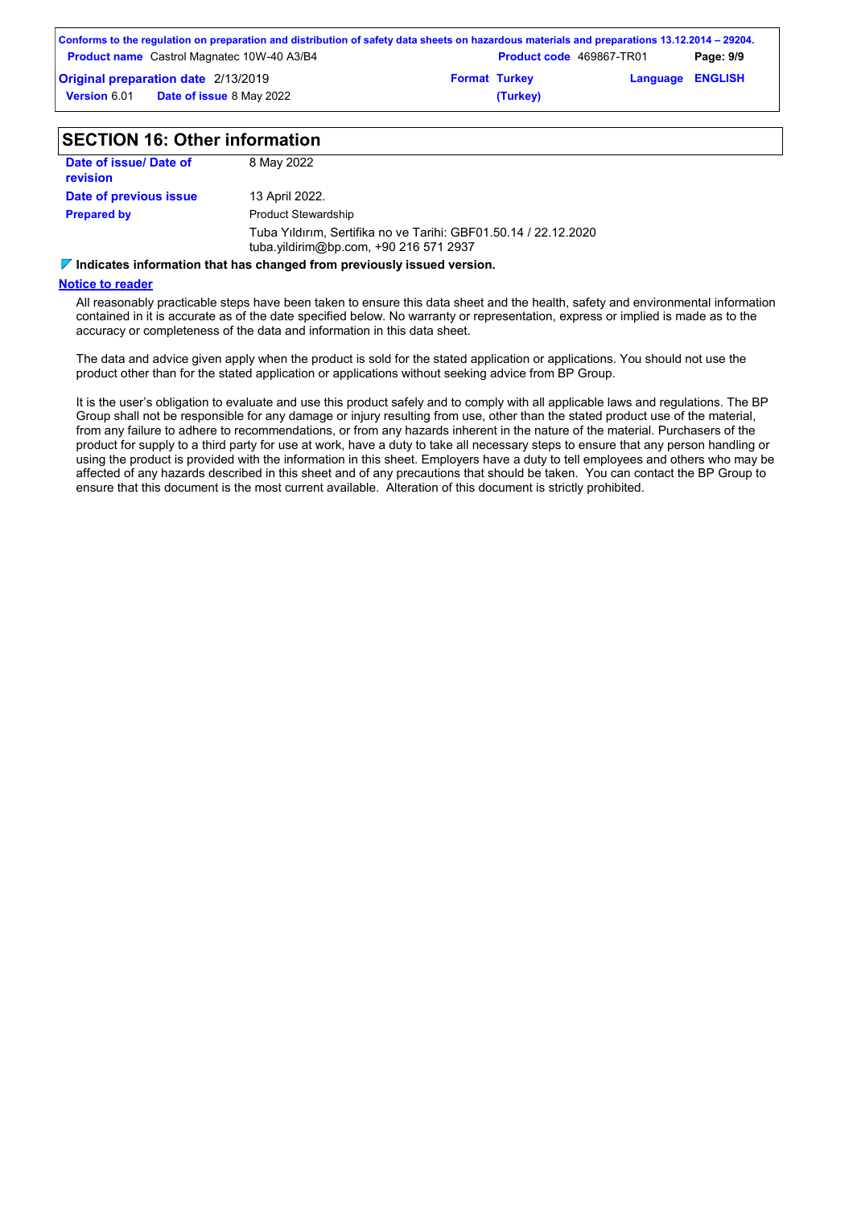## SECTION 16: Other information

| | |
|---|---|
| **Date of issue/ Date of revision** | 8 May 2022 |
| **Date of previous issue** | 13 April 2022. |
| **Prepared by** | Product Stewardship<br>Tuba Yıldırım, Sertifika no ve Tarihi: GBF01.50.14 / 22.12.2020<br>tuba.yildirim@bp.com, +90 216 571 2937 |

**Indicates information that has changed from previously issued version.**

**Notice to reader**

All reasonably practicable steps have been taken to ensure this data sheet and the health, safety and environmental information contained in it is accurate as of the date specified below. No warranty or representation, express or implied is made as to the accuracy or completeness of the data and information in this data sheet.

The data and advice given apply when the product is sold for the stated application or applications. You should not use the product other than for the stated application or applications without seeking advice from BP Group.

It is the user's obligation to evaluate and use this product safely and to comply with all applicable laws and regulations. The BP Group shall not be responsible for any damage or injury resulting from use, other than the stated product use of the material, from any failure to adhere to recommendations, or from any hazards inherent in the nature of the material. Purchasers of the product for supply to a third party for use at work, have a duty to take all necessary steps to ensure that any person handling or using the product is provided with the information in this sheet. Employers have a duty to tell employees and others who may be affected of any hazards described in this sheet and of any precautions that should be taken. You can contact the BP Group to ensure that this document is the most current available. Alteration of this document is strictly prohibited.